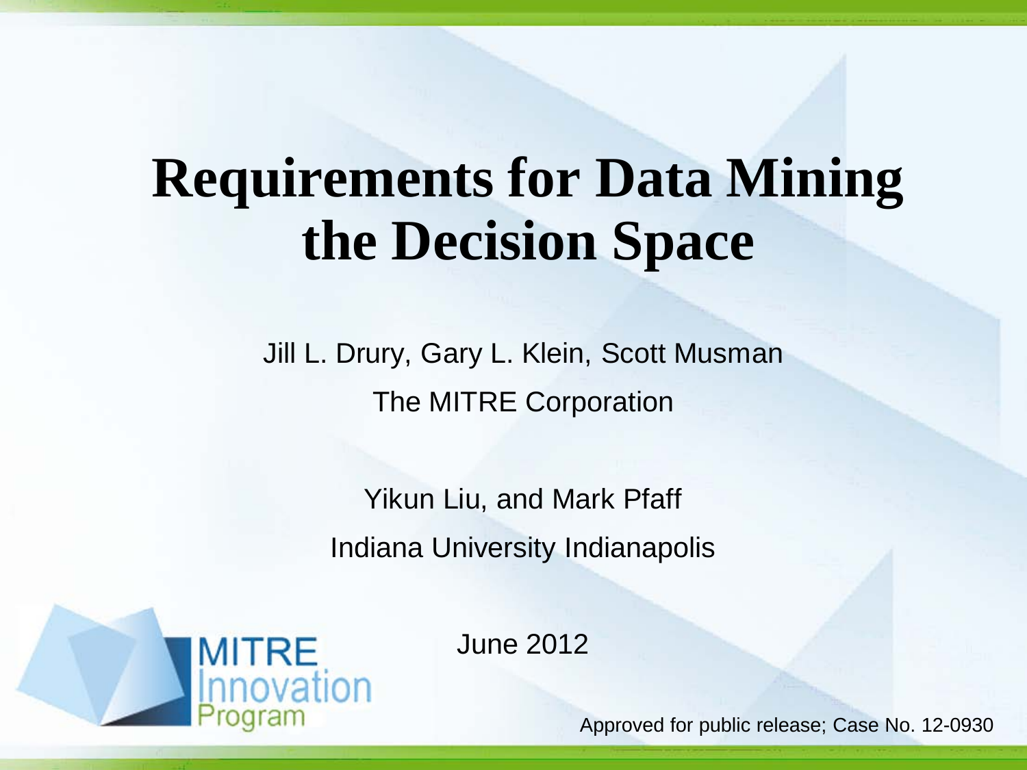# Requirements for Data Mining the Decision Space

Jill L. Drury, Gary L. Klein, Scott Musman

The MITRE Corporation

Yikun Liu, and Mark Pfaff

Indiana University Indianapolis

June 2012

MITRE Innovation Program

Approved for public release; Case No. 12-0930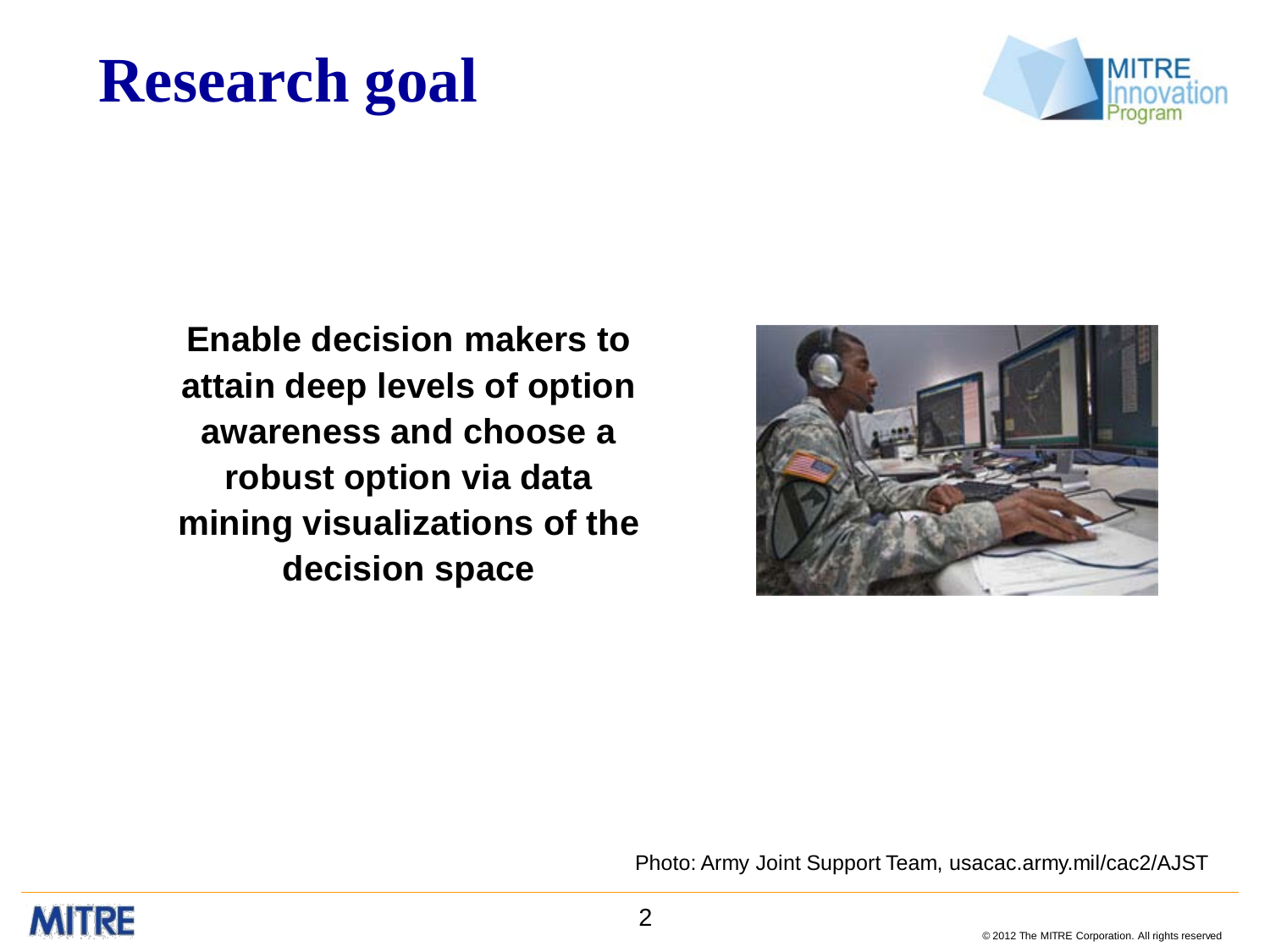# Research goal

**Enable decision makers to attain deep levels of option awareness and choose a robust option via data mining visualizations of the decision space**

Photo: Army Joint Support Team, usacac.army.mil/cac2/AJST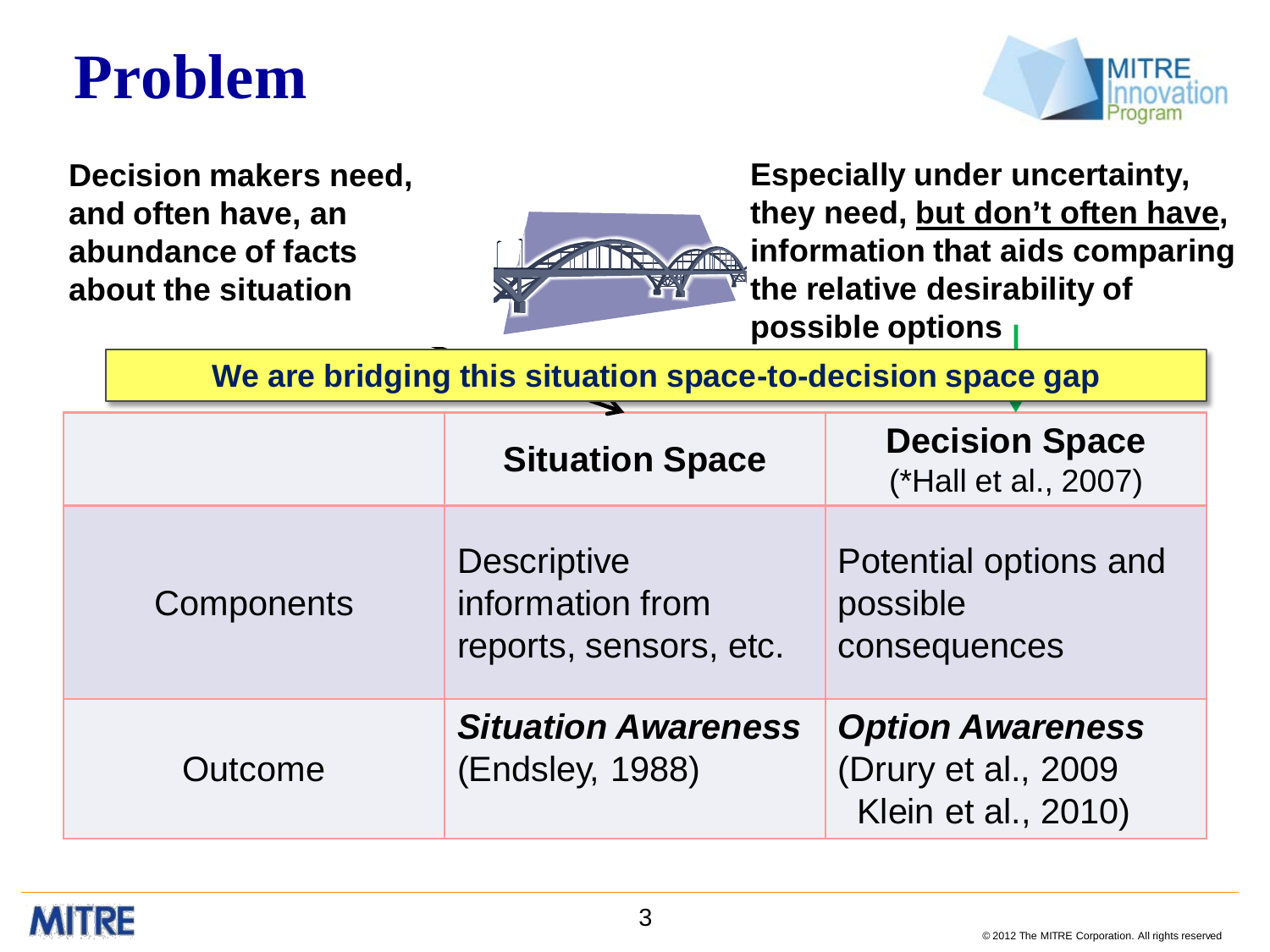# Problem

**Decision makers need, and often have, an abundance of facts about the situation**

**Especially under uncertainty, they need, <u>but don't often have</u>, information that aids comparing the relative desirability of possible options**

**We are bridging this situation space-to-decision space gap**

| | **Situation Space** | **Decision Space** (*Hall et al., 2007) |
|---|---|---|
| Components | Descriptive information from reports, sensors, etc. | Potential options and possible consequences |
| Outcome | ***Situation Awareness*** (Endsley, 1988) | ***Option Awareness*** (Drury et al., 2009 Klein et al., 2010) |

© 2012 The MITRE Corporation. All rights reserved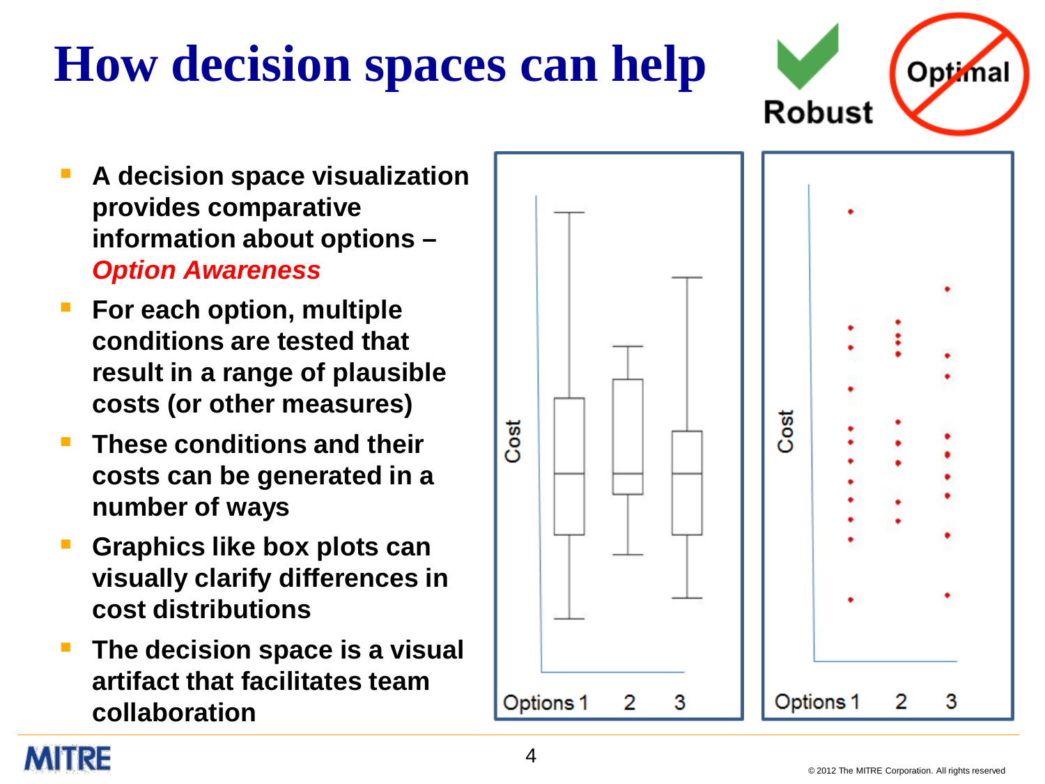# How decision spaces can help

Robust | ~~Optimal~~

- **A decision space visualization provides comparative information about options –** ***Option Awareness***
- **For each option, multiple conditions are tested that result in a range of plausible costs (or other measures)**
- **These conditions and their costs can be generated in a number of ways**
- **Graphics like box plots can visually clarify differences in cost distributions**
- **The decision space is a visual artifact that facilitates team collaboration**

Cost

Options 1 2 3

Cost

Options 1 2 3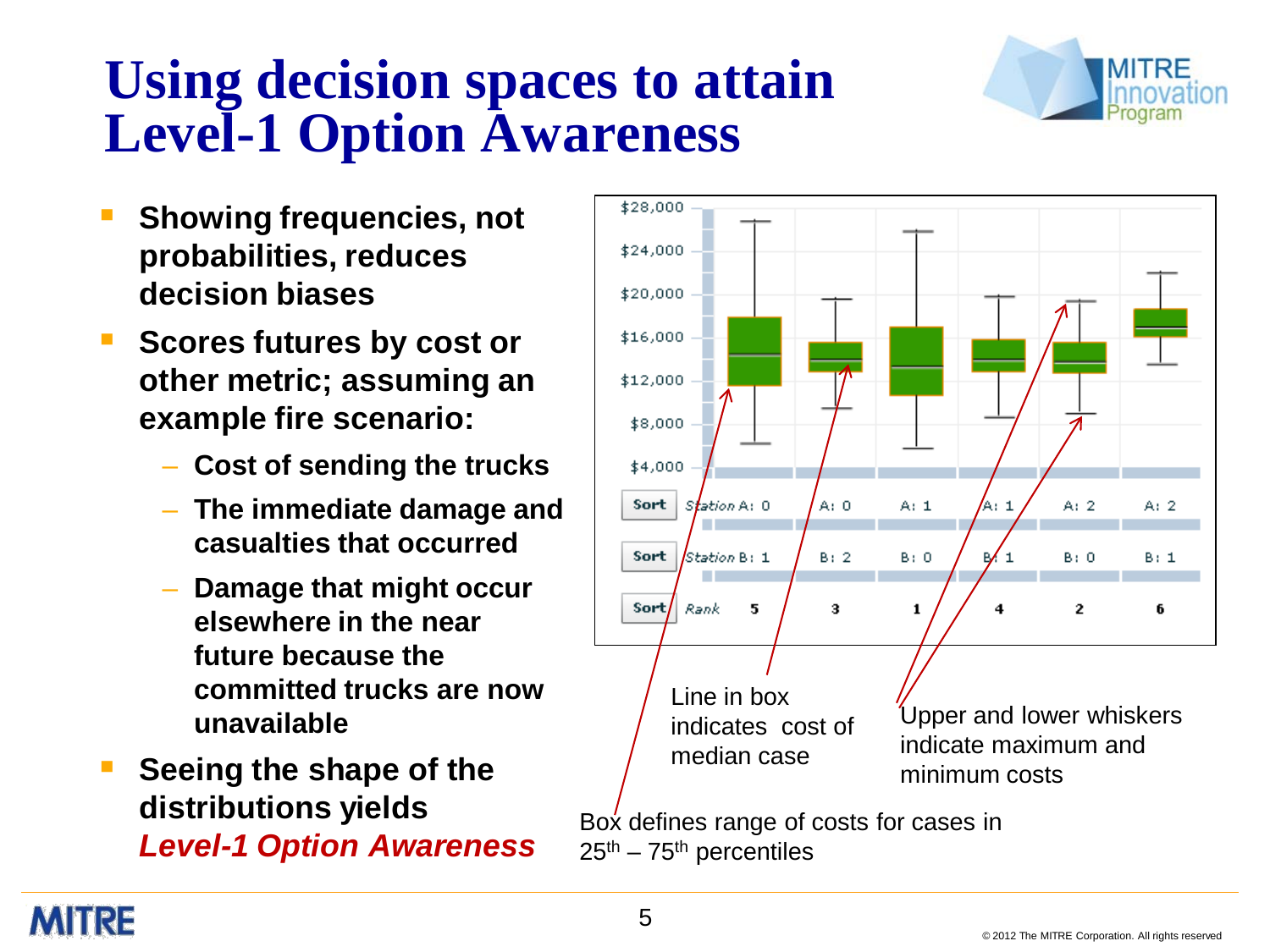# Using decision spaces to attain Level-1 Option Awareness

- **Showing frequencies, not probabilities, reduces decision biases**
- **Scores futures by cost or other metric; assuming an example fire scenario:**
  - **Cost of sending the trucks**
  - **The immediate damage and casualties that occurred**
  - **Damage that might occur elsewhere in the near future because the committed trucks are now unavailable**
- **Seeing the shape of the distributions yields *Level-1 Option Awareness***

| Sort | Station A: 0 | A: 0 | A: 1 | A: 1 | A: 2 | A: 2 |
|---|---|---|---|---|---|---|
| Sort | Station B: 1 | B: 2 | B: 0 | B: 1 | B: 0 | B: 1 |
| Sort | Rank 5 | 3 | 1 | 4 | 2 | 6 |

Line in box indicates cost of median case

Upper and lower whiskers indicate maximum and minimum costs

Box defines range of costs for cases in 25th – 75th percentiles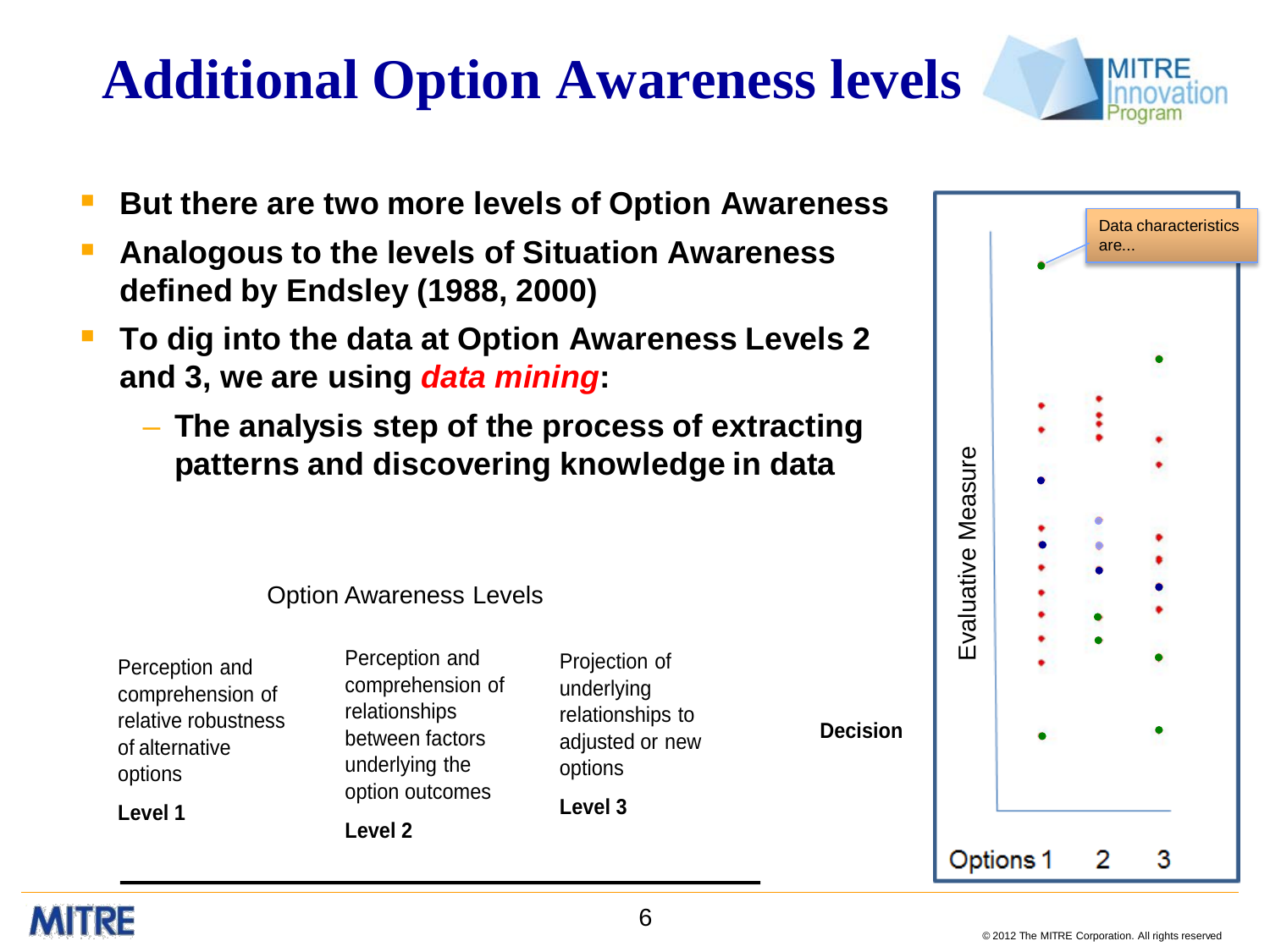# Additional Option Awareness levels

- **But there are two more levels of Option Awareness**
- **Analogous to the levels of Situation Awareness defined by Endsley (1988, 2000)**
- **To dig into the data at Option Awareness Levels 2 and 3, we are using *data mining*:**
  - **The analysis step of the process of extracting patterns and discovering knowledge in data**

Option Awareness Levels

| Level 1 | Level 2 | Level 3 | |
|---|---|---|---|
| Perception and comprehension of relative robustness of alternative options | Perception and comprehension of relationships between factors underlying the option outcomes | Projection of underlying relationships to adjusted or new options | **Decision** |

Data characteristics are...

Evaluative Measure

Options 1 2 3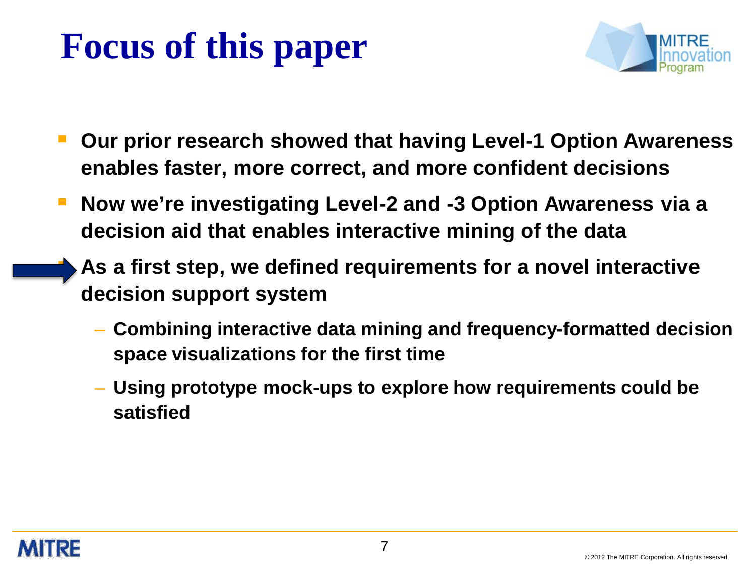# Focus of this paper

- **Our prior research showed that having Level-1 Option Awareness enables faster, more correct, and more confident decisions**
- **Now we're investigating Level-2 and -3 Option Awareness via a decision aid that enables interactive mining of the data**
- **As a first step, we defined requirements for a novel interactive decision support system**
  - **Combining interactive data mining and frequency-formatted decision space visualizations for the first time**
  - **Using prototype mock-ups to explore how requirements could be satisfied**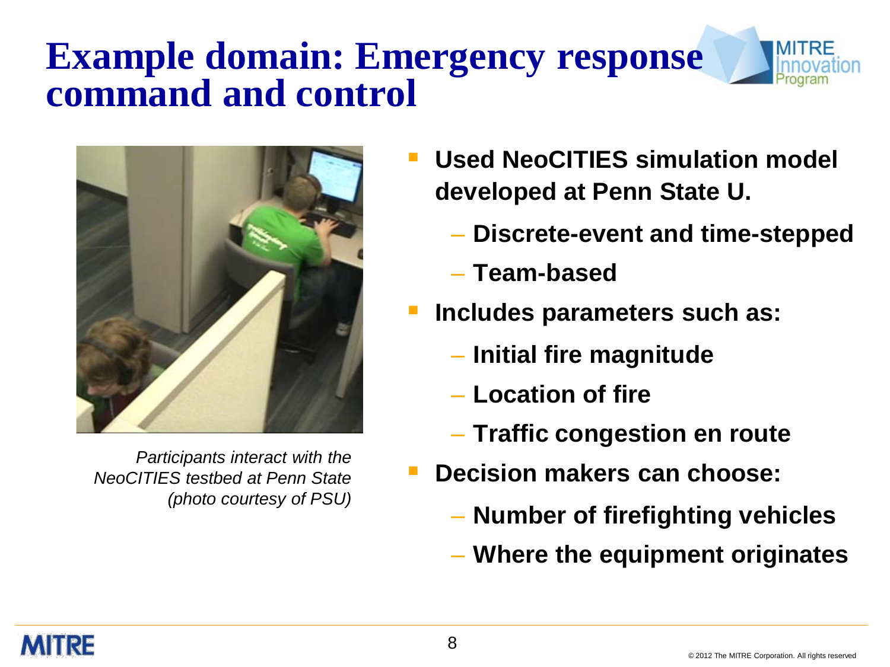# Example domain: Emergency response command and control

*Participants interact with the NeoCITIES testbed at Penn State (photo courtesy of PSU)*

- **Used NeoCITIES simulation model developed at Penn State U.**
  - **Discrete-event and time-stepped**
  - **Team-based**
- **Includes parameters such as:**
  - **Initial fire magnitude**
  - **Location of fire**
  - **Traffic congestion en route**
- **Decision makers can choose:**
  - **Number of firefighting vehicles**
  - **Where the equipment originates**

© 2012 The MITRE Corporation. All rights reserved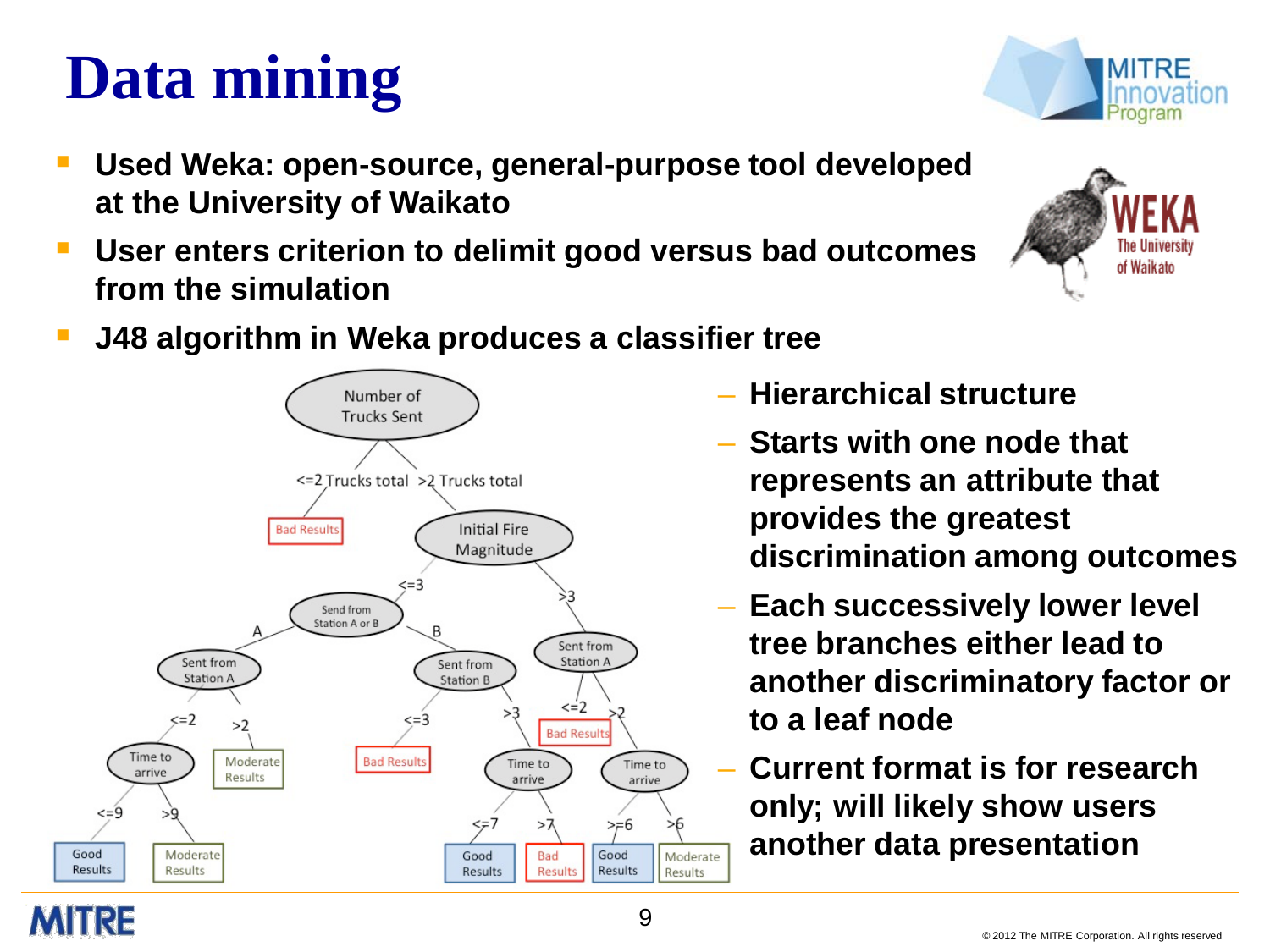# Data mining

- **Used Weka: open-source, general-purpose tool developed at the University of Waikato**
- **User enters criterion to delimit good versus bad outcomes from the simulation**
- **J48 algorithm in Weka produces a classifier tree**
  - **Hierarchical structure**
  - **Starts with one node that represents an attribute that provides the greatest discrimination among outcomes**
  - **Each successively lower level tree branches either lead to another discriminatory factor or to a leaf node**
  - **Current format is for research only; will likely show users another data presentation**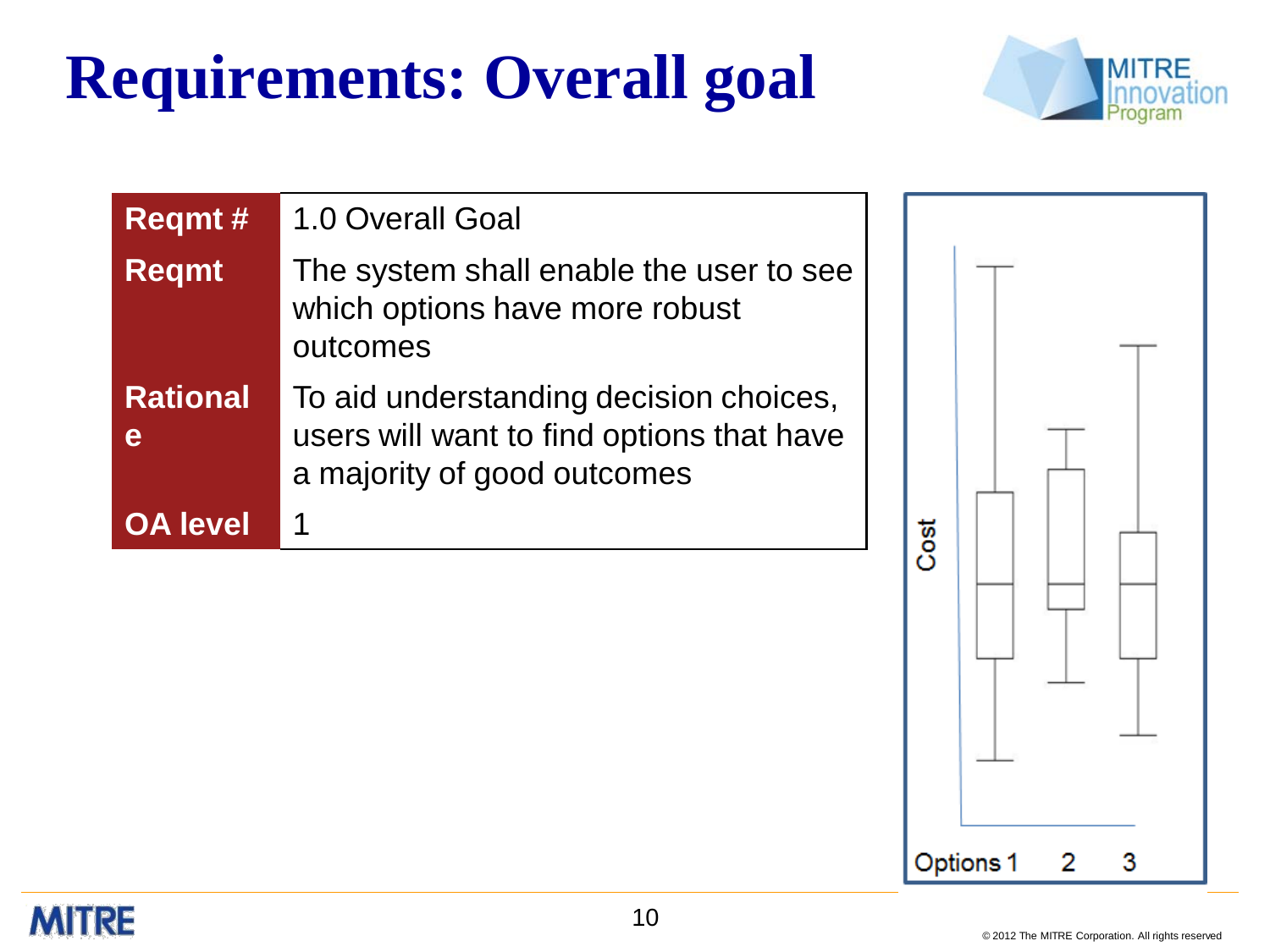# Requirements: Overall goal

| Reqmt # | 1.0 Overall Goal |
|---|---|
| Reqmt | The system shall enable the user to see which options have more robust outcomes |
| Rationale | To aid understanding decision choices, users will want to find options that have a majority of good outcomes |
| OA level | 1 |

Cost

Options 1 2 3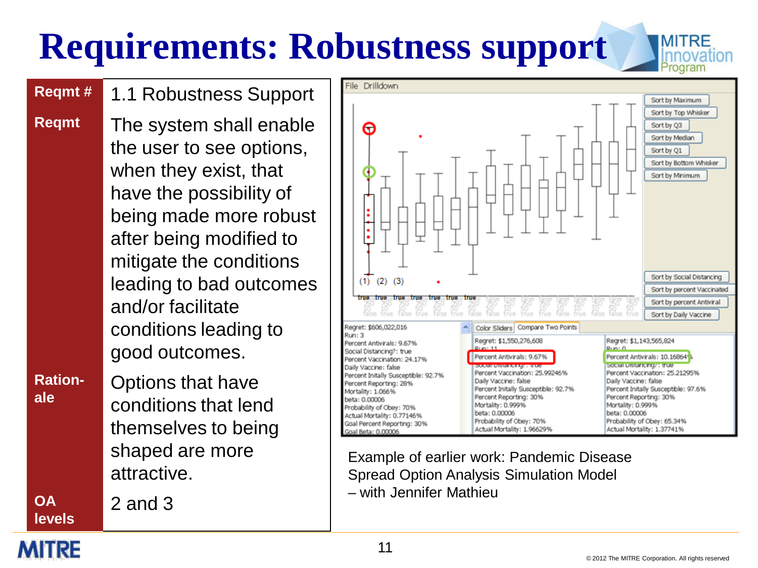# Requirements: Robustness support

| | |
|---|---|
| **Reqmt #** | 1.1 Robustness Support |
| **Reqmt** | The system shall enable the user to see options, when they exist, that have the possibility of being made more robust after being modified to mitigate the conditions leading to bad outcomes and/or facilitate conditions leading to good outcomes. |
| **Rationale** | Options that have conditions that lend themselves to being shaped are more attractive. |
| **OA levels** | 2 and 3 |

Example of earlier work: Pandemic Disease Spread Option Analysis Simulation Model – with Jennifer Mathieu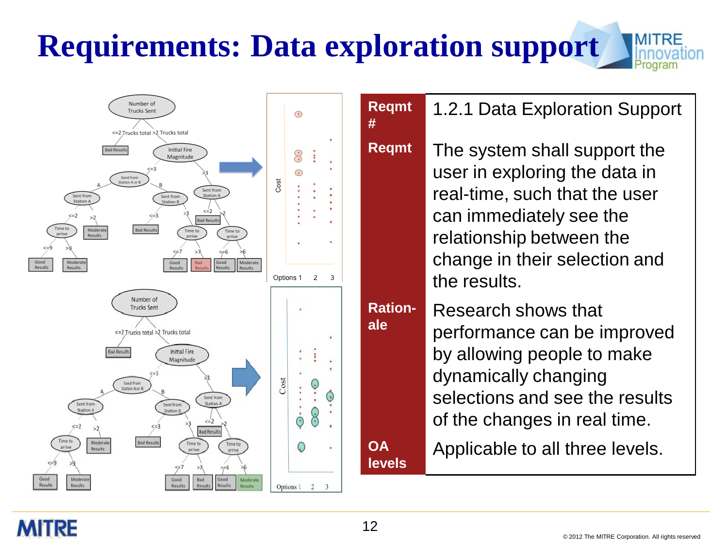# Requirements: Data exploration support

| | |
|---|---|
| **Reqmt #** | 1.2.1 Data Exploration Support |
| **Reqmt** | The system shall support the user in exploring the data in real-time, such that the user can immediately see the relationship between the change in their selection and the results. |
| **Ration-ale** | Research shows that performance can be improved by allowing people to make dynamically changing selections and see the results of the changes in real time. |
| **OA levels** | Applicable to all three levels. |

© 2012 The MITRE Corporation. All rights reserved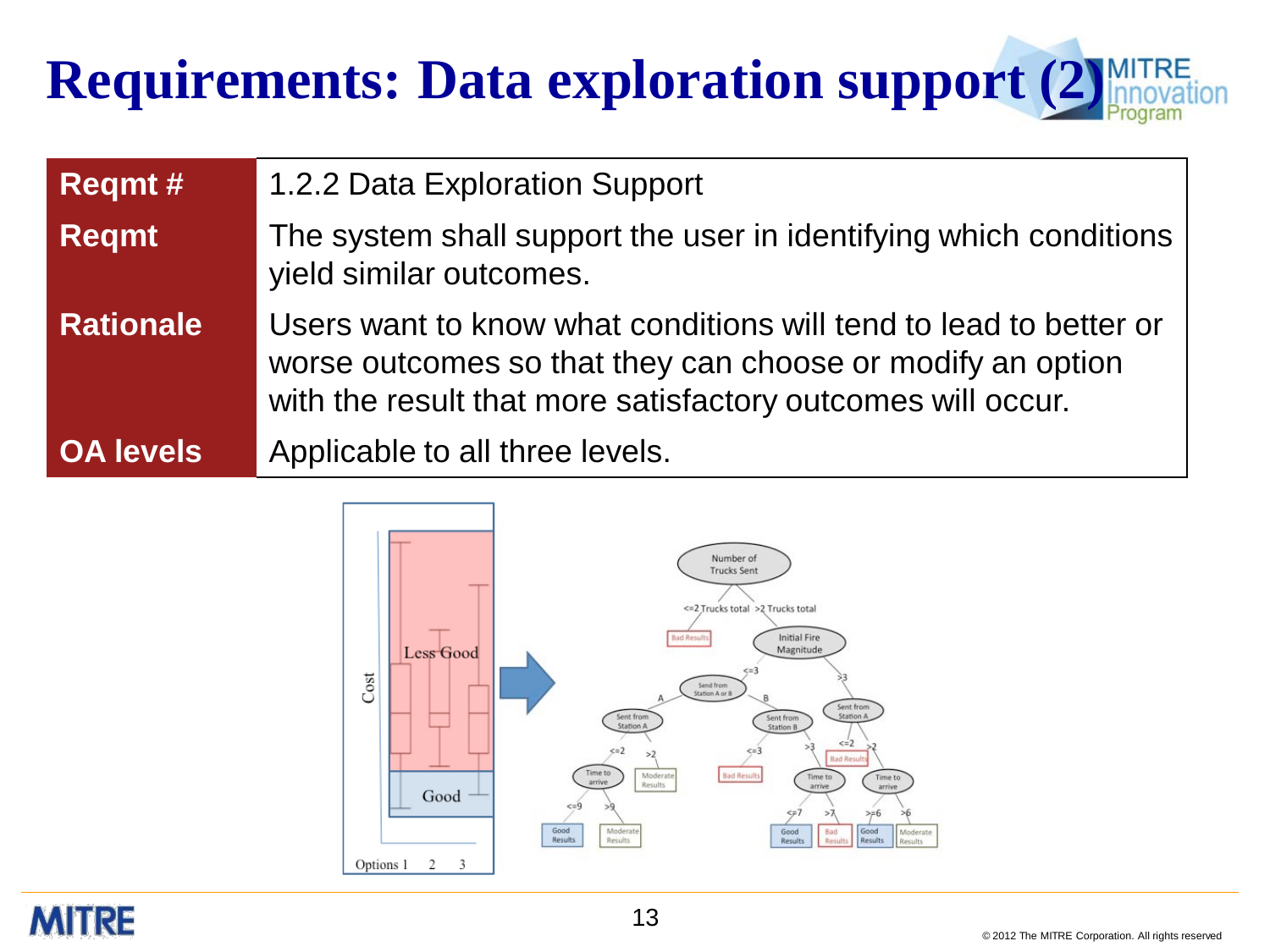# Requirements: Data exploration support (2)

| Reqmt # | 1.2.2 Data Exploration Support |
|---|---|
| Reqmt | The system shall support the user in identifying which conditions yield similar outcomes. |
| Rationale | Users want to know what conditions will tend to lead to better or worse outcomes so that they can choose or modify an option with the result that more satisfactory outcomes will occur. |
| OA levels | Applicable to all three levels. |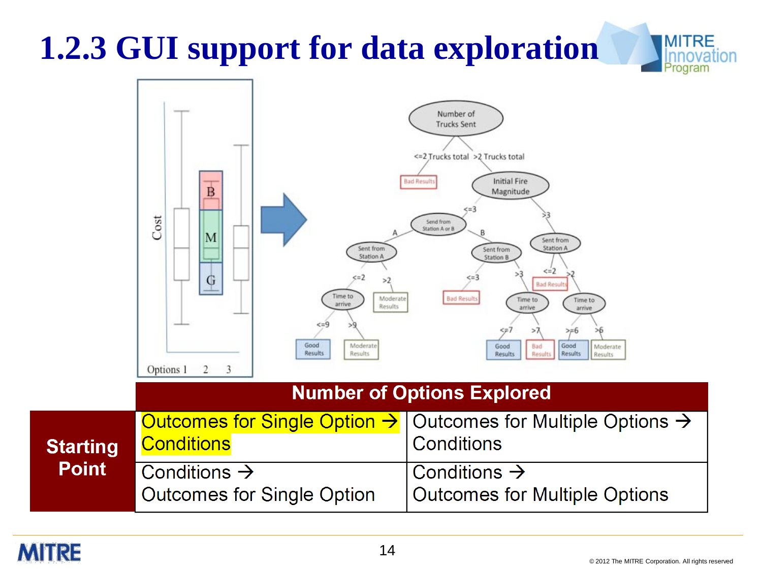# 1.2.3 GUI support for data exploration

| | Number of Options Explored | |
|---|---|---|
| **Starting Point** | Outcomes for Single Option → Conditions | Outcomes for Multiple Options → Conditions |
| | Conditions → Outcomes for Single Option | Conditions → Outcomes for Multiple Options |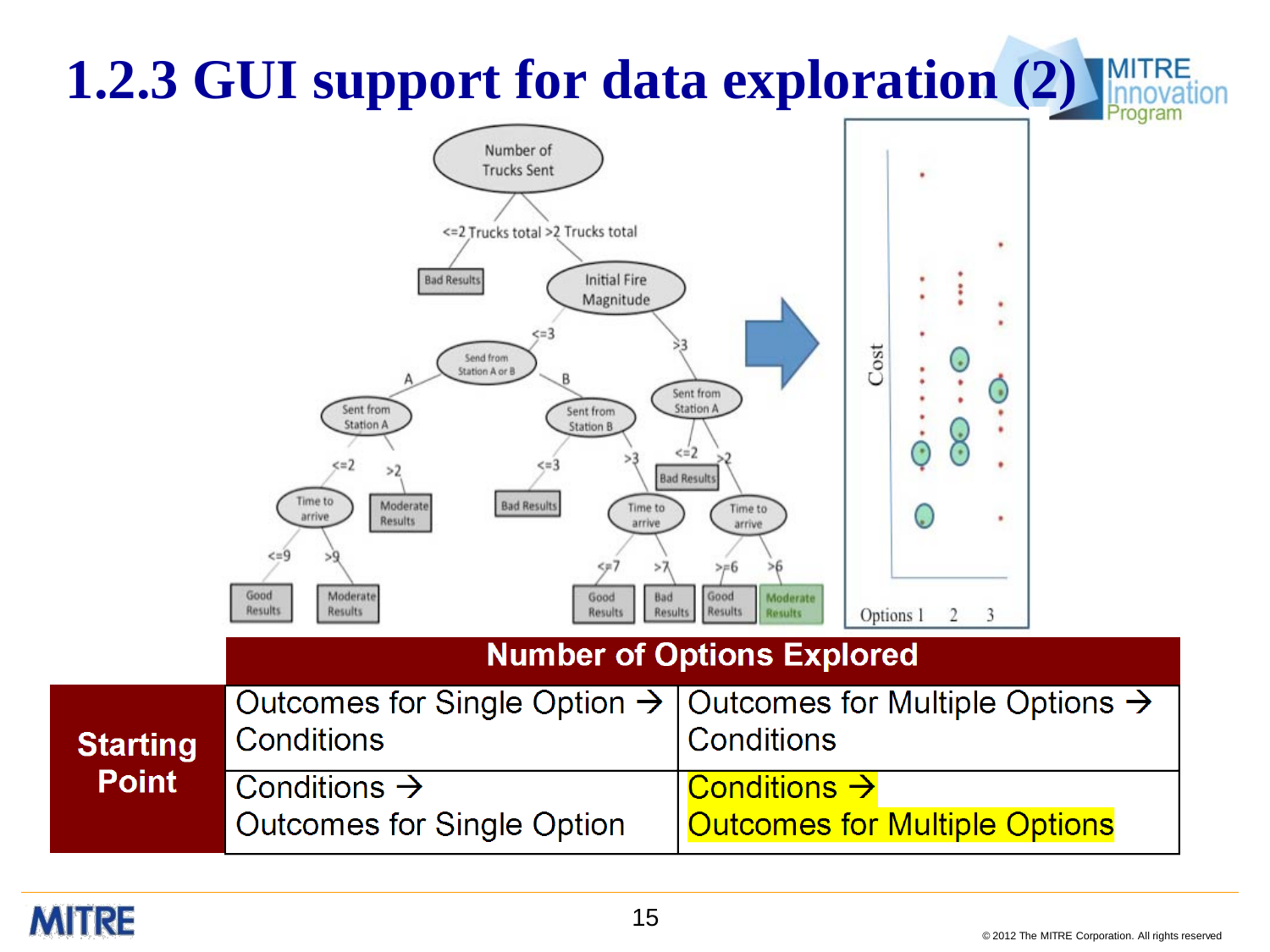# 1.2.3 GUI support for data exploration (2)

| | Number of Options Explored | |
|---|---|---|
| **Starting Point** | Outcomes for Single Option → Conditions | Outcomes for Multiple Options → Conditions |
| | Conditions → Outcomes for Single Option | Conditions → Outcomes for Multiple Options |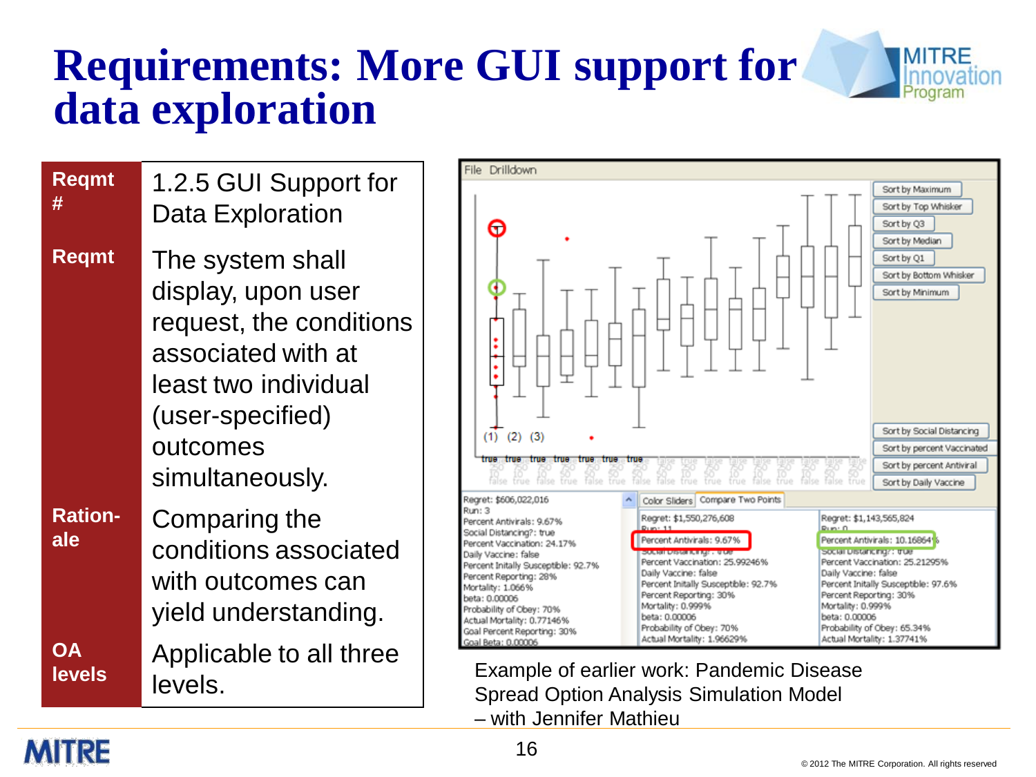# Requirements: More GUI support for data exploration

| | |
|---|---|
| **Reqmt #** | 1.2.5 GUI Support for Data Exploration |
| **Reqmt** | The system shall display, upon user request, the conditions associated with at least two individual (user-specified) outcomes simultaneously. |
| **Rationale** | Comparing the conditions associated with outcomes can yield understanding. |
| **OA levels** | Applicable to all three levels. |

Example of earlier work: Pandemic Disease Spread Option Analysis Simulation Model – with Jennifer Mathieu

© 2012 The MITRE Corporation. All rights reserved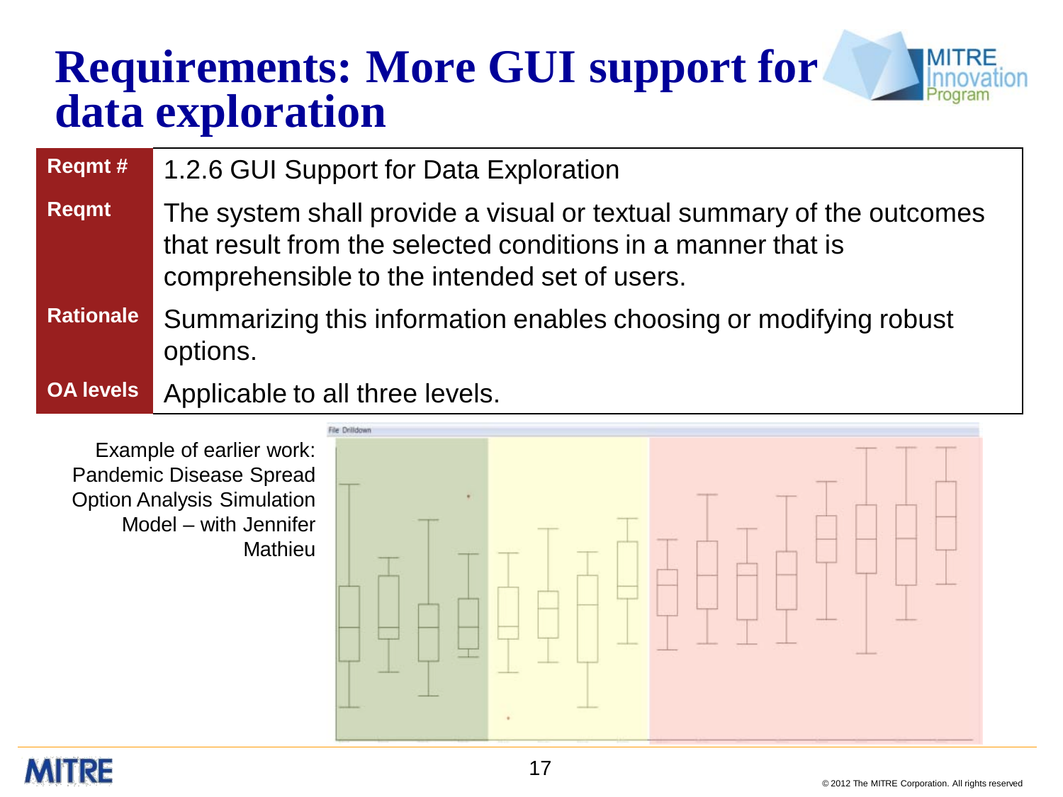# Requirements: More GUI support for data exploration

| Reqmt # | 1.2.6 GUI Support for Data Exploration |
|---|---|
| Reqmt | The system shall provide a visual or textual summary of the outcomes that result from the selected conditions in a manner that is comprehensible to the intended set of users. |
| Rationale | Summarizing this information enables choosing or modifying robust options. |
| OA levels | Applicable to all three levels. |

Example of earlier work: Pandemic Disease Spread Option Analysis Simulation Model – with Jennifer Mathieu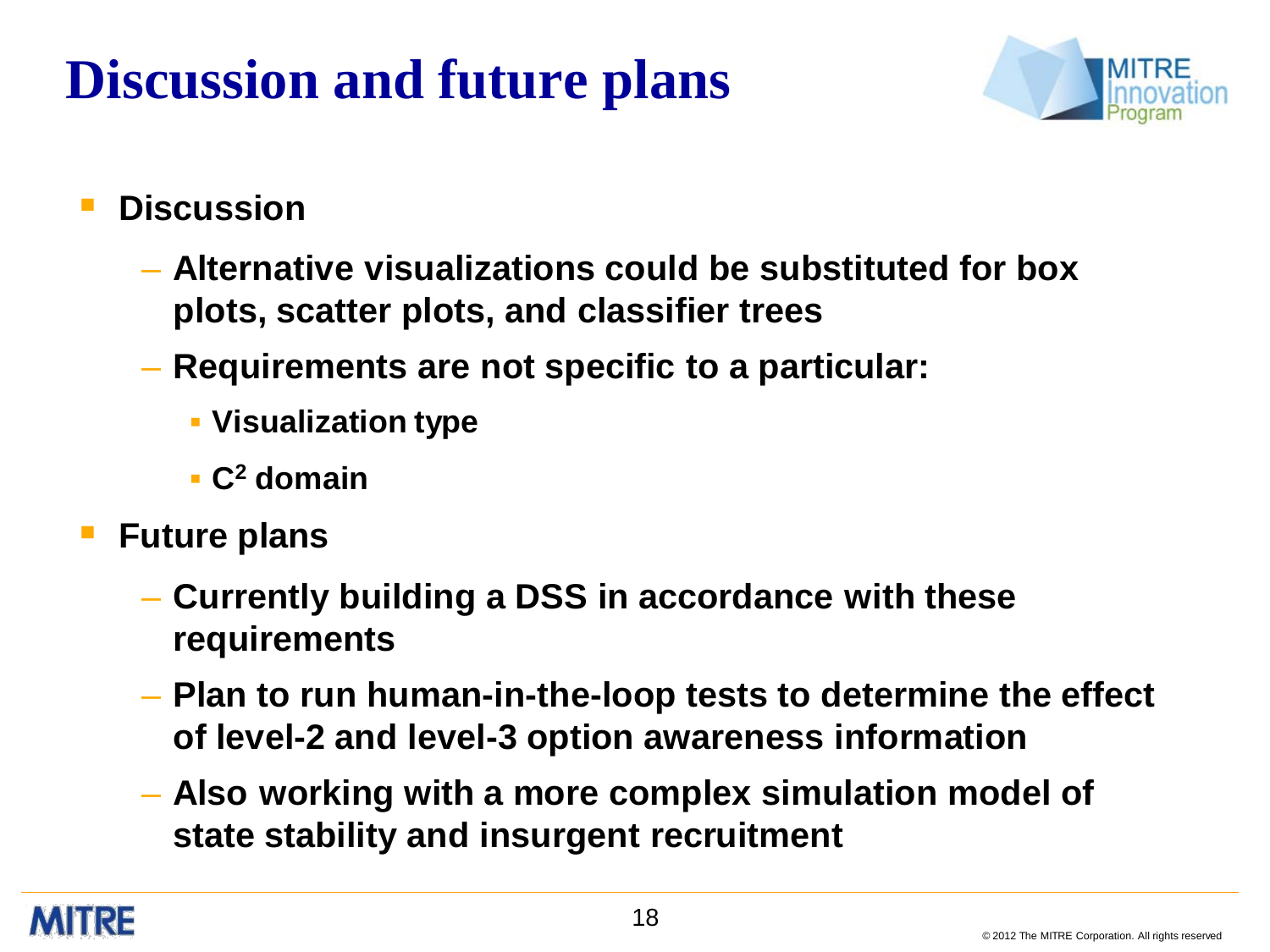# Discussion and future plans

- **Discussion**
  - **Alternative visualizations could be substituted for box plots, scatter plots, and classifier trees**
  - **Requirements are not specific to a particular:**
    - **Visualization type**
    - **$C^2$ domain**
- **Future plans**
  - **Currently building a DSS in accordance with these requirements**
  - **Plan to run human-in-the-loop tests to determine the effect of level-2 and level-3 option awareness information**
  - **Also working with a more complex simulation model of state stability and insurgent recruitment**